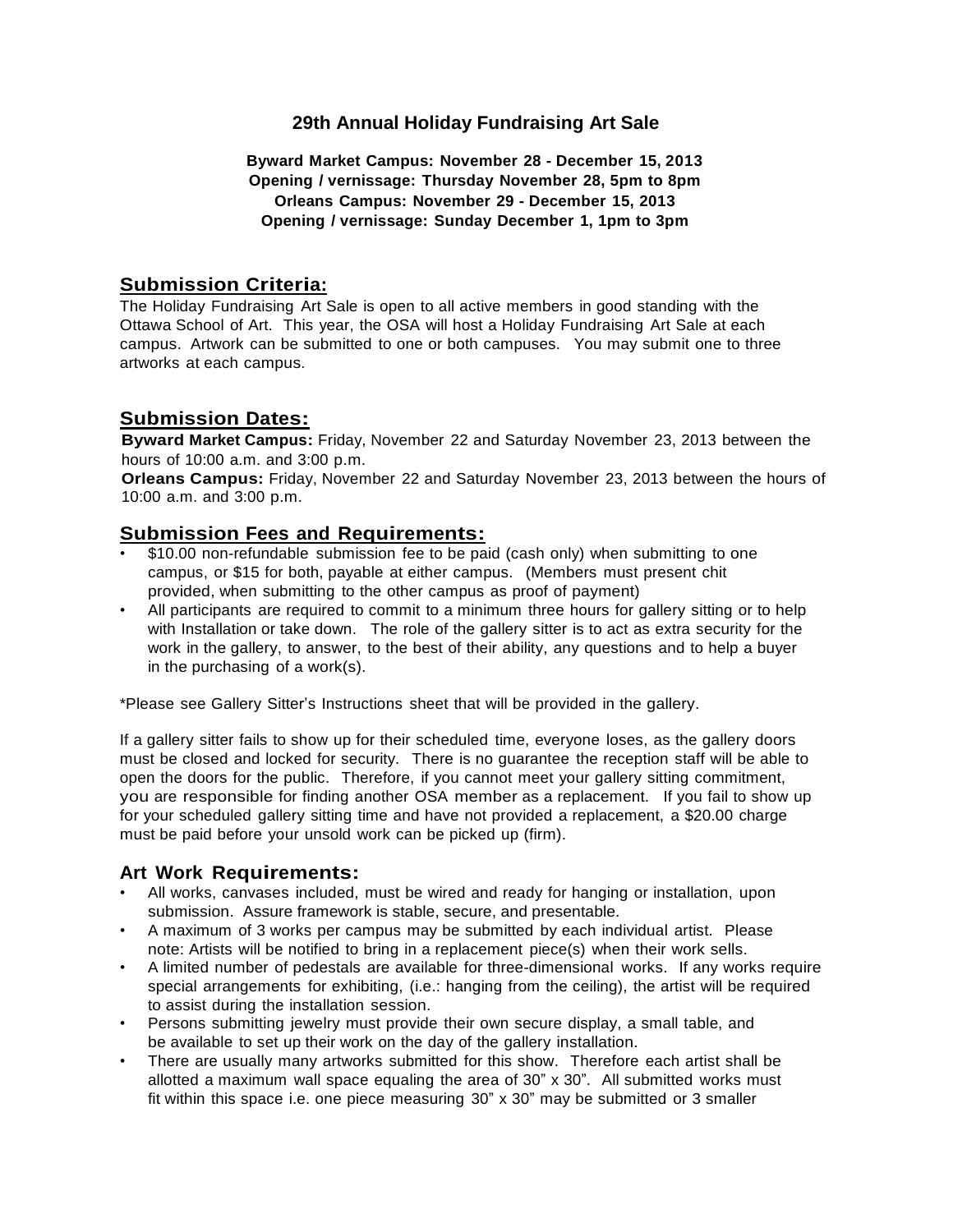# 29th Annual Holiday Fundraising Art Sale

**Byward Market Campus: November 28 - December 15, 2013**
**Opening / vernissage: Thursday November 28, 5pm to 8pm**
**Orleans Campus: November 29 - December 15, 2013**
**Opening / vernissage: Sunday December 1, 1pm to 3pm**

## Submission Criteria:

The Holiday Fundraising Art Sale is open to all active members in good standing with the Ottawa School of Art. This year, the OSA will host a Holiday Fundraising Art Sale at each campus. Artwork can be submitted to one or both campuses. You may submit one to three artworks at each campus.

## Submission Dates:

**Byward Market Campus:** Friday, November 22 and Saturday November 23, 2013 between the hours of 10:00 a.m. and 3:00 p.m.
**Orleans Campus:** Friday, November 22 and Saturday November 23, 2013 between the hours of 10:00 a.m. and 3:00 p.m.

## Submission Fees and Requirements:

- $10.00 non-refundable submission fee to be paid (cash only) when submitting to one campus, or $15 for both, payable at either campus. (Members must present chit provided, when submitting to the other campus as proof of payment)
- All participants are required to commit to a minimum three hours for gallery sitting or to help with Installation or take down. The role of the gallery sitter is to act as extra security for the work in the gallery, to answer, to the best of their ability, any questions and to help a buyer in the purchasing of a work(s).

*Please see Gallery Sitter's Instructions sheet that will be provided in the gallery.

If a gallery sitter fails to show up for their scheduled time, everyone loses, as the gallery doors must be closed and locked for security. There is no guarantee the reception staff will be able to open the doors for the public. Therefore, if you cannot meet your gallery sitting commitment, you are responsible for finding another OSA member as a replacement. If you fail to show up for your scheduled gallery sitting time and have not provided a replacement, a $20.00 charge must be paid before your unsold work can be picked up (firm).

## Art Work Requirements:

- All works, canvases included, must be wired and ready for hanging or installation, upon submission. Assure framework is stable, secure, and presentable.
- A maximum of 3 works per campus may be submitted by each individual artist. Please note: Artists will be notified to bring in a replacement piece(s) when their work sells.
- A limited number of pedestals are available for three-dimensional works. If any works require special arrangements for exhibiting, (i.e.: hanging from the ceiling), the artist will be required to assist during the installation session.
- Persons submitting jewelry must provide their own secure display, a small table, and be available to set up their work on the day of the gallery installation.
- There are usually many artworks submitted for this show. Therefore each artist shall be allotted a maximum wall space equaling the area of 30" x 30". All submitted works must fit within this space i.e. one piece measuring 30" x 30" may be submitted or 3 smaller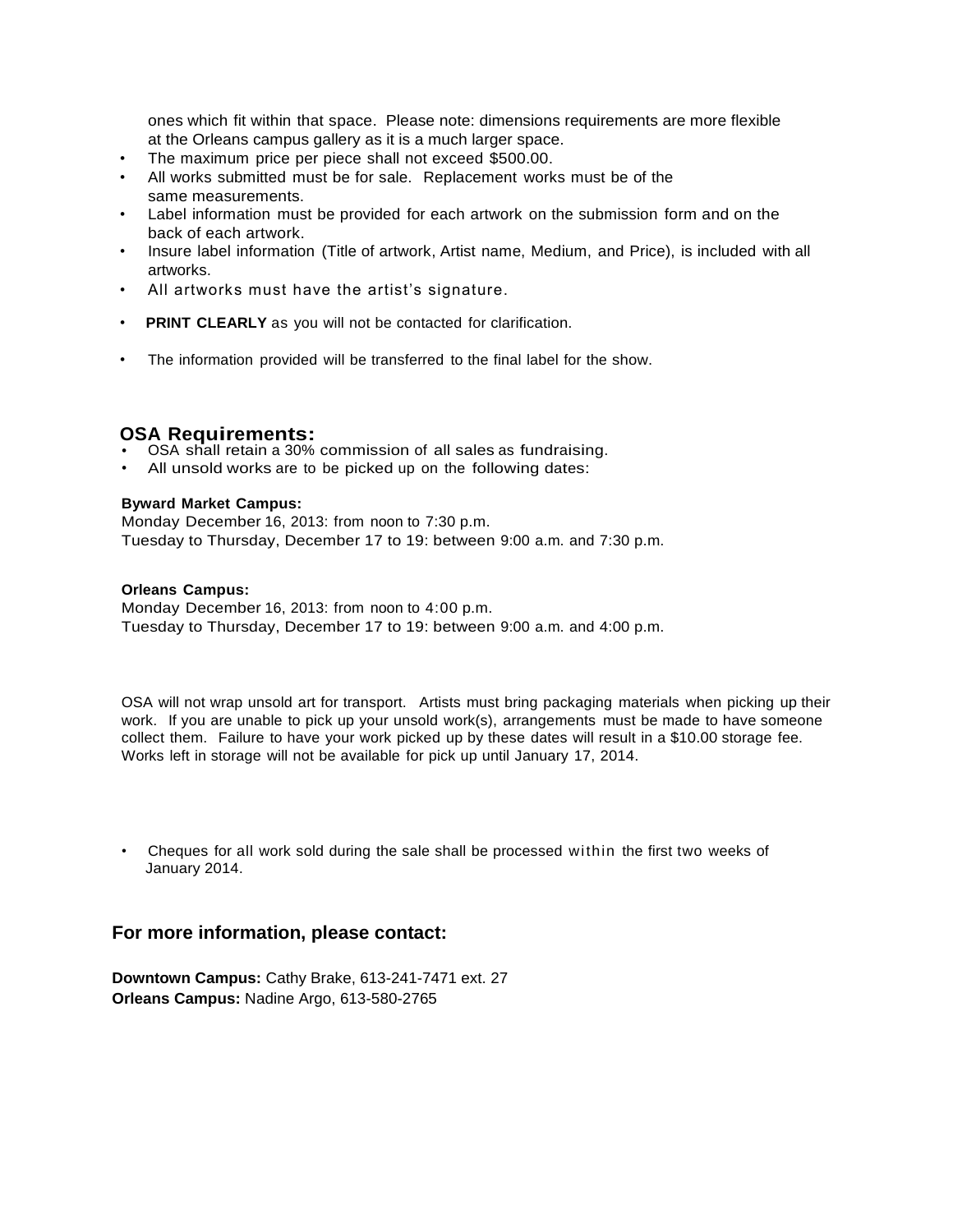ones which fit within that space. Please note: dimensions requirements are more flexible at the Orleans campus gallery as it is a much larger space.

- The maximum price per piece shall not exceed $500.00.
- All works submitted must be for sale. Replacement works must be of the same measurements.
- Label information must be provided for each artwork on the submission form and on the back of each artwork.
- Insure label information (Title of artwork, Artist name, Medium, and Price), is included with all artworks.
- All artworks must have the artist's signature.
- **PRINT CLEARLY** as you will not be contacted for clarification.
- The information provided will be transferred to the final label for the show.

## OSA Requirements:

- OSA shall retain a 30% commission of all sales as fundraising.
- All unsold works are to be picked up on the following dates:

**Byward Market Campus:**
Monday December 16, 2013: from noon to 7:30 p.m.
Tuesday to Thursday, December 17 to 19: between 9:00 a.m. and 7:30 p.m.

**Orleans Campus:**
Monday December 16, 2013: from noon to 4:00 p.m.
Tuesday to Thursday, December 17 to 19: between 9:00 a.m. and 4:00 p.m.

OSA will not wrap unsold art for transport. Artists must bring packaging materials when picking up their work. If you are unable to pick up your unsold work(s), arrangements must be made to have someone collect them. Failure to have your work picked up by these dates will result in a $10.00 storage fee. Works left in storage will not be available for pick up until January 17, 2014.

- Cheques for all work sold during the sale shall be processed within the first two weeks of January 2014.

## For more information, please contact:

**Downtown Campus:** Cathy Brake, 613-241-7471 ext. 27
**Orleans Campus:** Nadine Argo, 613-580-2765